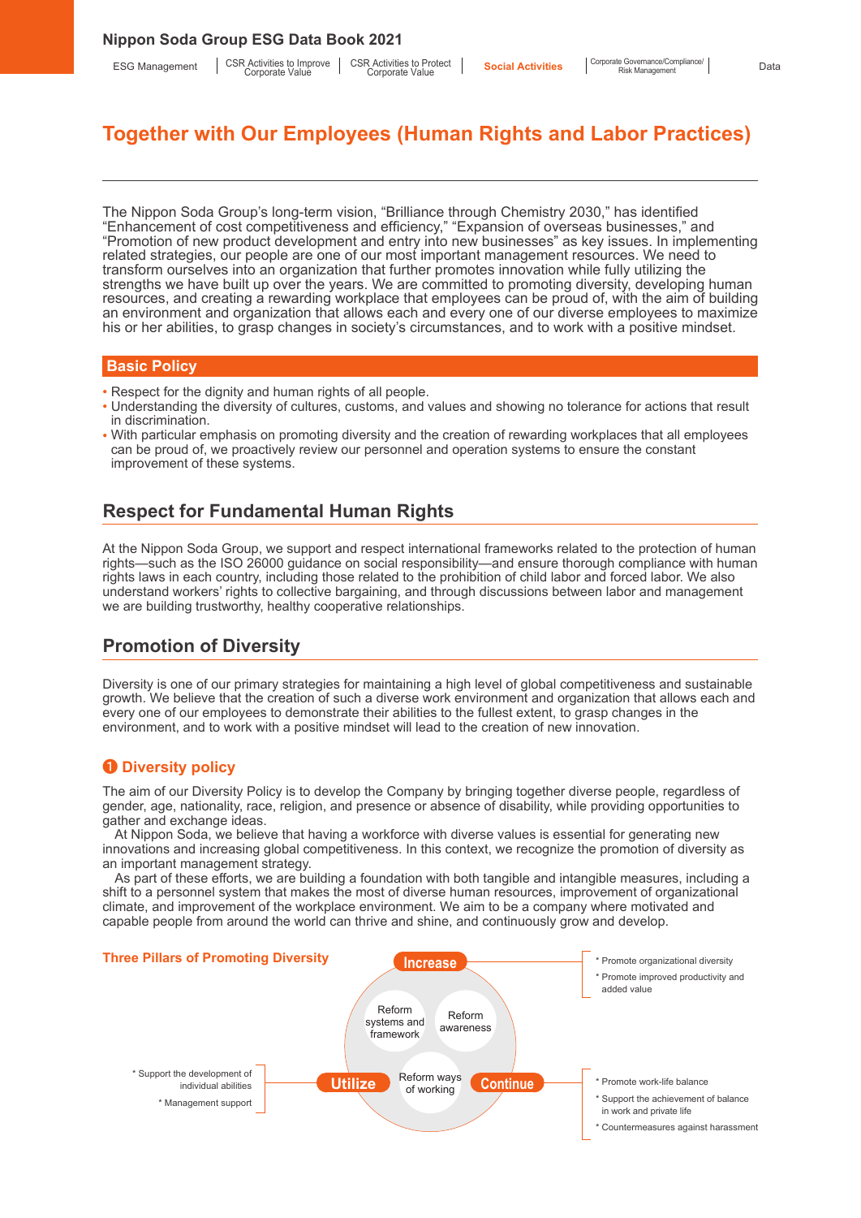# Together with Our Employees (Human Rights and Labor Practices)

The Nippon Soda Group's long-term vision, "Brilliance through Chemistry 2030," has identified "Enhancement of cost competitiveness and efficiency," "Expansion of overseas businesses," and "Promotion of new product development and entry into new businesses" as key issues. In implementing related strategies, our people are one of our most important management resources. We need to transform ourselves into an organization that further promotes innovation while fully utilizing the strengths we have built up over the years. We are committed to promoting diversity, developing human resources, and creating a rewarding workplace that employees can be proud of, with the aim of building an environment and organization that allows each and every one of our diverse employees to maximize his or her abilities, to grasp changes in society's circumstances, and to work with a positive mindset.

## Basic Policy

- Respect for the dignity and human rights of all people.
- Understanding the diversity of cultures, customs, and values and showing no tolerance for actions that result in discrimination.
- With particular emphasis on promoting diversity and the creation of rewarding workplaces that all employees can be proud of, we proactively review our personnel and operation systems to ensure the constant improvement of these systems.

## Respect for Fundamental Human Rights

At the Nippon Soda Group, we support and respect international frameworks related to the protection of human rights—such as the ISO 26000 guidance on social responsibility—and ensure thorough compliance with human rights laws in each country, including those related to the prohibition of child labor and forced labor. We also understand workers' rights to collective bargaining, and through discussions between labor and management we are building trustworthy, healthy cooperative relationships.

## Promotion of Diversity

Diversity is one of our primary strategies for maintaining a high level of global competitiveness and sustainable growth. We believe that the creation of such a diverse work environment and organization that allows each and every one of our employees to demonstrate their abilities to the fullest extent, to grasp changes in the environment, and to work with a positive mindset will lead to the creation of new innovation.

### ❶ Diversity policy

The aim of our Diversity Policy is to develop the Company by bringing together diverse people, regardless of gender, age, nationality, race, religion, and presence or absence of disability, while providing opportunities to gather and exchange ideas.

At Nippon Soda, we believe that having a workforce with diverse values is essential for generating new innovations and increasing global competitiveness. In this context, we recognize the promotion of diversity as an important management strategy.

As part of these efforts, we are building a foundation with both tangible and intangible measures, including a shift to a personnel system that makes the most of diverse human resources, improvement of organizational climate, and improvement of the workplace environment. We aim to be a company where motivated and capable people from around the world can thrive and shine, and continuously grow and develop.

#### Three Pillars of Promoting Diversity

**Increase**
- * Promote organizational diversity
- * Promote improved productivity and added value

**Utilize**
- * Support the development of individual abilities
- * Management support

**Continue**
- * Promote work-life balance
- * Support the achievement of balance in work and private life
- * Countermeasures against harassment

Reform systems and framework / Reform awareness / Reform ways of working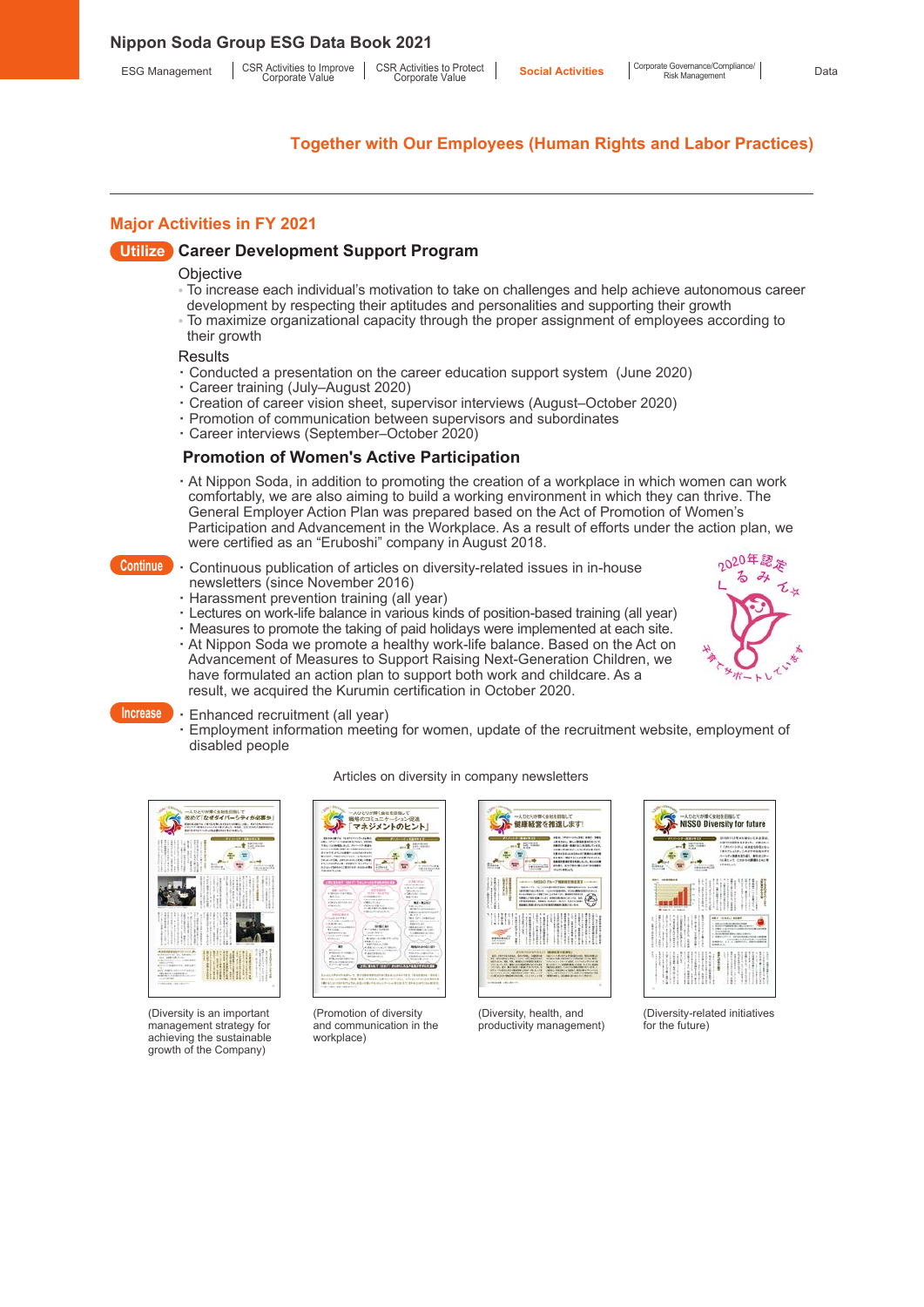## Together with Our Employees (Human Rights and Labor Practices)

### Major Activities in FY 2021

**Utilize** **Career Development Support Program**

Objective

- To increase each individual's motivation to take on challenges and help achieve autonomous career development by respecting their aptitudes and personalities and supporting their growth
- To maximize organizational capacity through the proper assignment of employees according to their growth

Results

- Conducted a presentation on the career education support system (June 2020)
- Career training (July–August 2020)
- Creation of career vision sheet, supervisor interviews (August–October 2020)
- Promotion of communication between supervisors and subordinates
- Career interviews (September–October 2020)

**Promotion of Women's Active Participation**

- At Nippon Soda, in addition to promoting the creation of a workplace in which women can work comfortably, we are also aiming to build a working environment in which they can thrive. The General Employer Action Plan was prepared based on the Act of Promotion of Women's Participation and Advancement in the Workplace. As a result of efforts under the action plan, we were certified as an "Eruboshi" company in August 2018.

**Continue**

- Continuous publication of articles on diversity-related issues in in-house newsletters (since November 2016)
- Harassment prevention training (all year)
- Lectures on work-life balance in various kinds of position-based training (all year)
- Measures to promote the taking of paid holidays were implemented at each site.
- At Nippon Soda we promote a healthy work-life balance. Based on the Act on Advancement of Measures to Support Raising Next-Generation Children, we have formulated an action plan to support both work and childcare. As a result, we acquired the Kurumin certification in October 2020.

2020年認定 くるみん 子育てサポートしています

**Increase**

- Enhanced recruitment (all year)
- Employment information meeting for women, update of the recruitment website, employment of disabled people

Articles on diversity in company newsletters

(Diversity is an important management strategy for achieving the sustainable growth of the Company)

(Promotion of diversity and communication in the workplace)

(Diversity, health, and productivity management)

(Diversity-related initiatives for the future)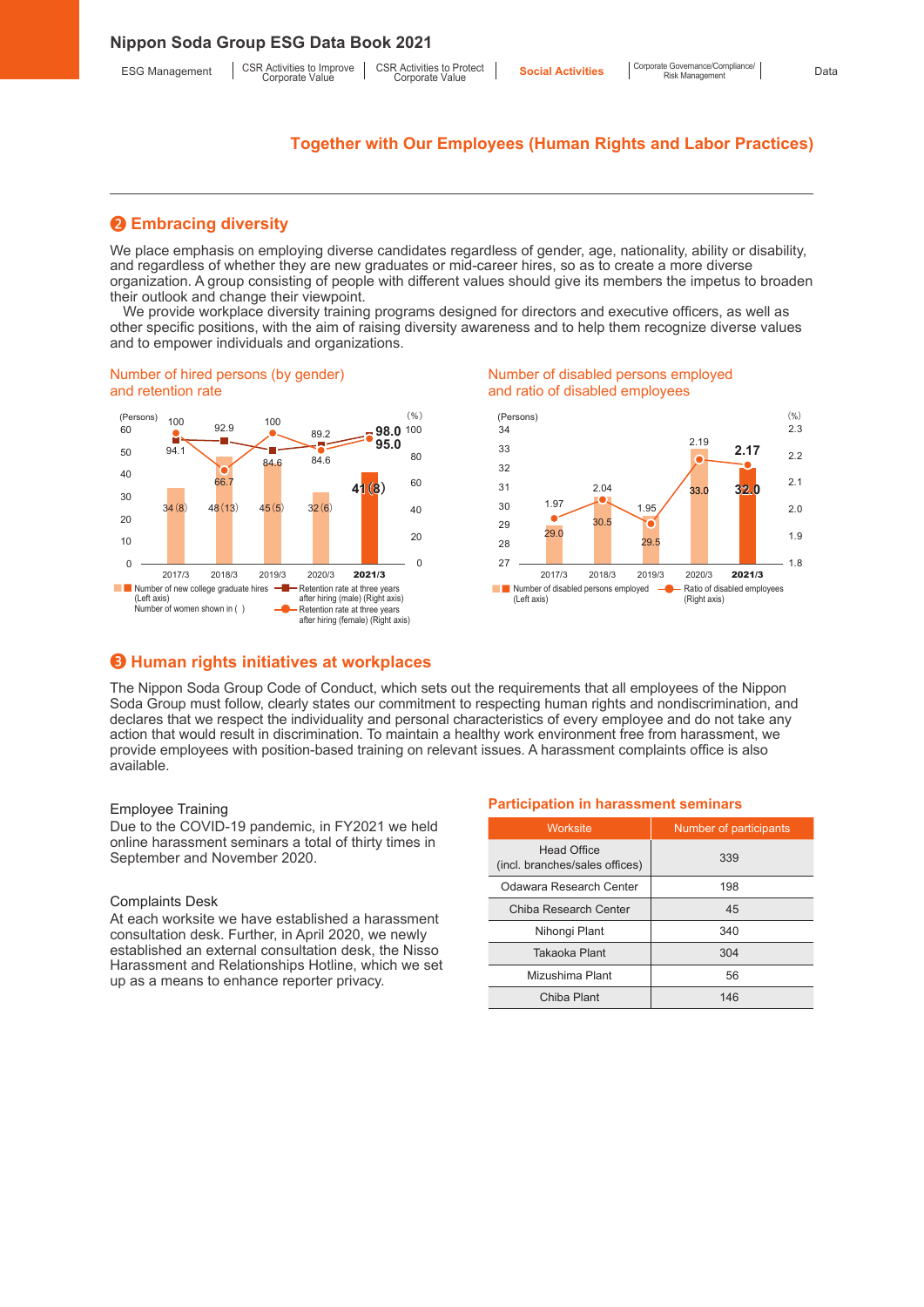## Together with Our Employees (Human Rights and Labor Practices)

### ❷ Embracing diversity

We place emphasis on employing diverse candidates regardless of gender, age, nationality, ability or disability, and regardless of whether they are new graduates or mid-career hires, so as to create a more diverse organization. A group consisting of people with different values should give its members the impetus to broaden their outlook and change their viewpoint.

We provide workplace diversity training programs designed for directors and executive officers, as well as other specific positions, with the aim of raising diversity awareness and to help them recognize diverse values and to empower individuals and organizations.

**Number of hired persons (by gender) and retention rate**

| | 2017/3 | 2018/3 | 2019/3 | 2020/3 | 2021/3 |
|---|---|---|---|---|---|
| Number of new college graduate hires (Left axis) (Number of women shown in ( )) | 34 (8) | 48 (13) | 45 (5) | 32 (6) | 41 (8) |
| Retention rate at three years after hiring (male) (Right axis) (%) | 94.1 | 92.9 | 84.6 | 84.6 | 98.0 |
| Retention rate at three years after hiring (female) (Right axis) (%) | 100 | 66.7 | 100 | 89.2 | 95.0 |

**Number of disabled persons employed and ratio of disabled employees**

| | 2017/3 | 2018/3 | 2019/3 | 2020/3 | 2021/3 |
|---|---|---|---|---|---|
| Number of disabled persons employed (Left axis) (Persons) | 29.0 | 30.5 | 29.5 | 33.0 | 32.0 |
| Ratio of disabled employees (Right axis) (%) | 1.97 | 2.04 | 1.95 | 2.19 | 2.17 |

### ❸ Human rights initiatives at workplaces

The Nippon Soda Group Code of Conduct, which sets out the requirements that all employees of the Nippon Soda Group must follow, clearly states our commitment to respecting human rights and nondiscrimination, and declares that we respect the individuality and personal characteristics of every employee and do not take any action that would result in discrimination. To maintain a healthy work environment free from harassment, we provide employees with position-based training on relevant issues. A harassment complaints office is also available.

Employee Training

Due to the COVID-19 pandemic, in FY2021 we held online harassment seminars a total of thirty times in September and November 2020.

Complaints Desk

At each worksite we have established a harassment consultation desk. Further, in April 2020, we newly established an external consultation desk, the Nisso Harassment and Relationships Hotline, which we set up as a means to enhance reporter privacy.

**Participation in harassment seminars**

| Worksite | Number of participants |
|---|---|
| Head Office (incl. branches/sales offices) | 339 |
| Odawara Research Center | 198 |
| Chiba Research Center | 45 |
| Nihongi Plant | 340 |
| Takaoka Plant | 304 |
| Mizushima Plant | 56 |
| Chiba Plant | 146 |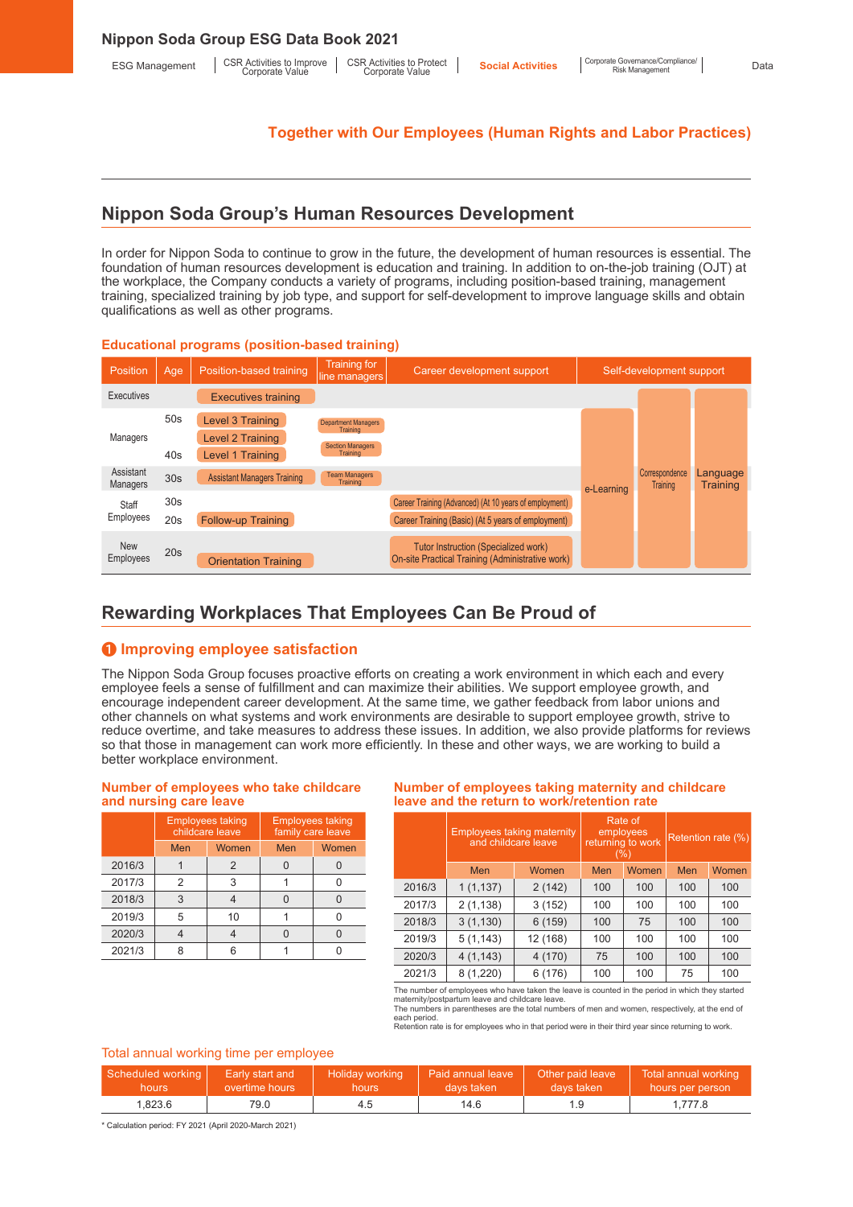## Together with Our Employees (Human Rights and Labor Practices)

## Nippon Soda Group's Human Resources Development

In order for Nippon Soda to continue to grow in the future, the development of human resources is essential. The foundation of human resources development is education and training. In addition to on-the-job training (OJT) at the workplace, the Company conducts a variety of programs, including position-based training, management training, specialized training by job type, and support for self-development to improve language skills and obtain qualifications as well as other programs.

### Educational programs (position-based training)

| Position | Age | Position-based training | Training for line managers | Career development support | Self-development support | | |
|---|---|---|---|---|---|---|---|
| Executives | | Executives training | | | | | |
| Managers | 50s | Level 3 Training | Department Managers Training | | e-Learning | Correspondence Training | Language Training |
| | | Level 2 Training | Section Managers Training | | | | |
| | 40s | Level 1 Training | | | | | |
| Assistant Managers | 30s | Assistant Managers Training | Team Managers Training | | | | |
| Staff Employees | 30s | | | Career Training (Advanced) (At 10 years of employment) | | | |
| | 20s | Follow-up Training | | Career Training (Basic) (At 5 years of employment) | | | |
| New Employees | 20s | Orientation Training | | Tutor Instruction (Specialized work)<br>On-site Practical Training (Administrative work) | | | |

## Rewarding Workplaces That Employees Can Be Proud of

### ❶ Improving employee satisfaction

The Nippon Soda Group focuses proactive efforts on creating a work environment in which each and every employee feels a sense of fulfillment and can maximize their abilities. We support employee growth, and encourage independent career development. At the same time, we gather feedback from labor unions and other channels on what systems and work environments are desirable to support employee growth, strive to reduce overtime, and take measures to address these issues. In addition, we also provide platforms for reviews so that those in management can work more efficiently. In these and other ways, we are working to build a better workplace environment.

#### Number of employees who take childcare and nursing care leave

| | Employees taking childcare leave | | Employees taking family care leave | |
|---|---|---|---|---|
| | Men | Women | Men | Women |
| 2016/3 | 1 | 2 | 0 | 0 |
| 2017/3 | 2 | 3 | 1 | 0 |
| 2018/3 | 3 | 4 | 0 | 0 |
| 2019/3 | 5 | 10 | 1 | 0 |
| 2020/3 | 4 | 4 | 0 | 0 |
| 2021/3 | 8 | 6 | 1 | 0 |

#### Number of employees taking maternity and childcare leave and the return to work/retention rate

| | Employees taking maternity and childcare leave | | Rate of employees returning to work (%) | | Retention rate (%) | |
|---|---|---|---|---|---|---|
| | Men | Women | Men | Women | Men | Women |
| 2016/3 | 1 (1,137) | 2 (142) | 100 | 100 | 100 | 100 |
| 2017/3 | 2 (1,138) | 3 (152) | 100 | 100 | 100 | 100 |
| 2018/3 | 3 (1,130) | 6 (159) | 100 | 75 | 100 | 100 |
| 2019/3 | 5 (1,143) | 12 (168) | 100 | 100 | 100 | 100 |
| 2020/3 | 4 (1,143) | 4 (170) | 75 | 100 | 100 | 100 |
| 2021/3 | 8 (1,220) | 6 (176) | 100 | 100 | 75 | 100 |

The number of employees who have taken the leave is counted in the period in which they started maternity/postpartum leave and childcare leave.
The numbers in parentheses are the total numbers of men and women, respectively, at the end of each period.
Retention rate is for employees who in that period were in their third year since returning to work.

#### Total annual working time per employee

| Scheduled working hours | Early start and overtime hours | Holiday working hours | Paid annual leave days taken | Other paid leave days taken | Total annual working hours per person |
|---|---|---|---|---|---|
| 1,823.6 | 79.0 | 4.5 | 14.6 | 1.9 | 1,777.8 |

* Calculation period: FY 2021 (April 2020-March 2021)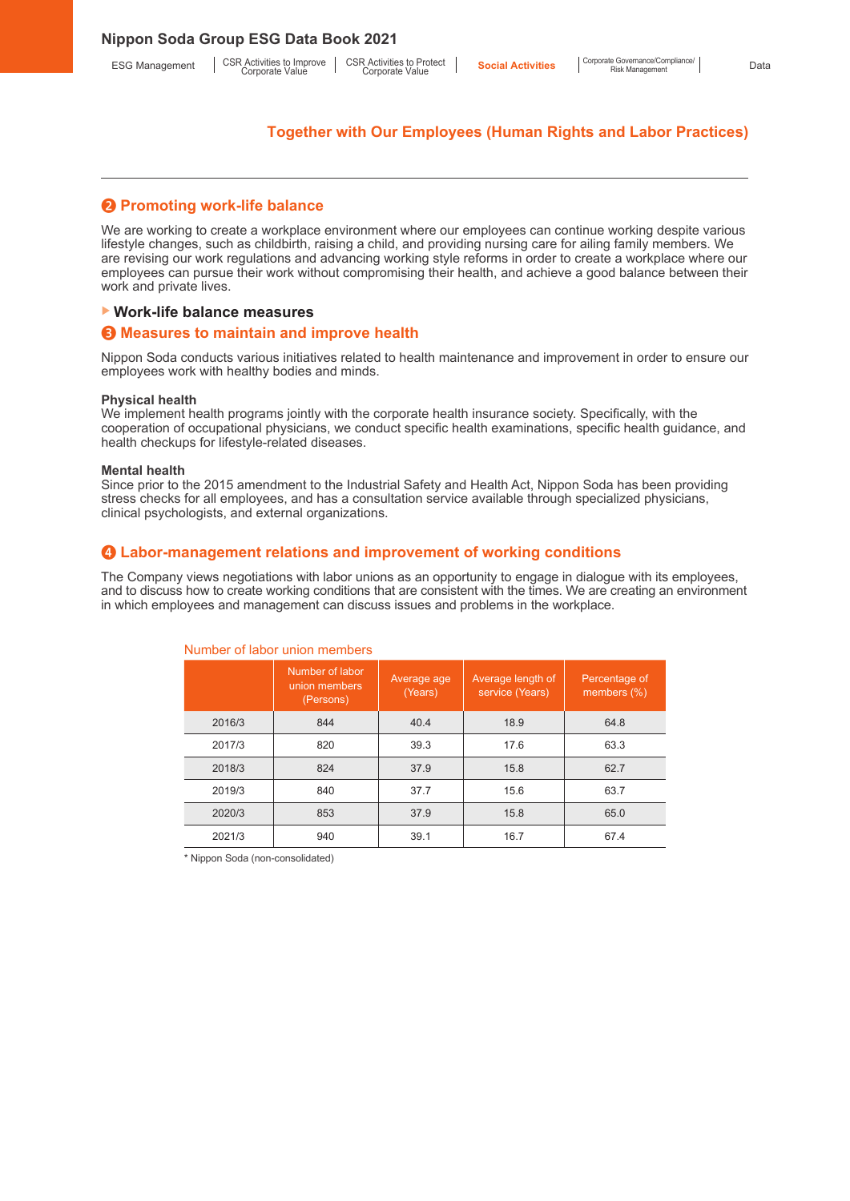## Together with Our Employees (Human Rights and Labor Practices)

### ❷ Promoting work-life balance

We are working to create a workplace environment where our employees can continue working despite various lifestyle changes, such as childbirth, raising a child, and providing nursing care for ailing family members. We are revising our work regulations and advancing working style reforms in order to create a workplace where our employees can pursue their work without compromising their health, and achieve a good balance between their work and private lives.

#### ▶ Work-life balance measures

### ❸ Measures to maintain and improve health

Nippon Soda conducts various initiatives related to health maintenance and improvement in order to ensure our employees work with healthy bodies and minds.

**Physical health**
We implement health programs jointly with the corporate health insurance society. Specifically, with the cooperation of occupational physicians, we conduct specific health examinations, specific health guidance, and health checkups for lifestyle-related diseases.

**Mental health**
Since prior to the 2015 amendment to the Industrial Safety and Health Act, Nippon Soda has been providing stress checks for all employees, and has a consultation service available through specialized physicians, clinical psychologists, and external organizations.

### ❹ Labor-management relations and improvement of working conditions

The Company views negotiations with labor unions as an opportunity to engage in dialogue with its employees, and to discuss how to create working conditions that are consistent with the times. We are creating an environment in which employees and management can discuss issues and problems in the workplace.

Number of labor union members

| | Number of labor union members (Persons) | Average age (Years) | Average length of service (Years) | Percentage of members (%) |
|---|---|---|---|---|
| 2016/3 | 844 | 40.4 | 18.9 | 64.8 |
| 2017/3 | 820 | 39.3 | 17.6 | 63.3 |
| 2018/3 | 824 | 37.9 | 15.8 | 62.7 |
| 2019/3 | 840 | 37.7 | 15.6 | 63.7 |
| 2020/3 | 853 | 37.9 | 15.8 | 65.0 |
| 2021/3 | 940 | 39.1 | 16.7 | 67.4 |

* Nippon Soda (non-consolidated)